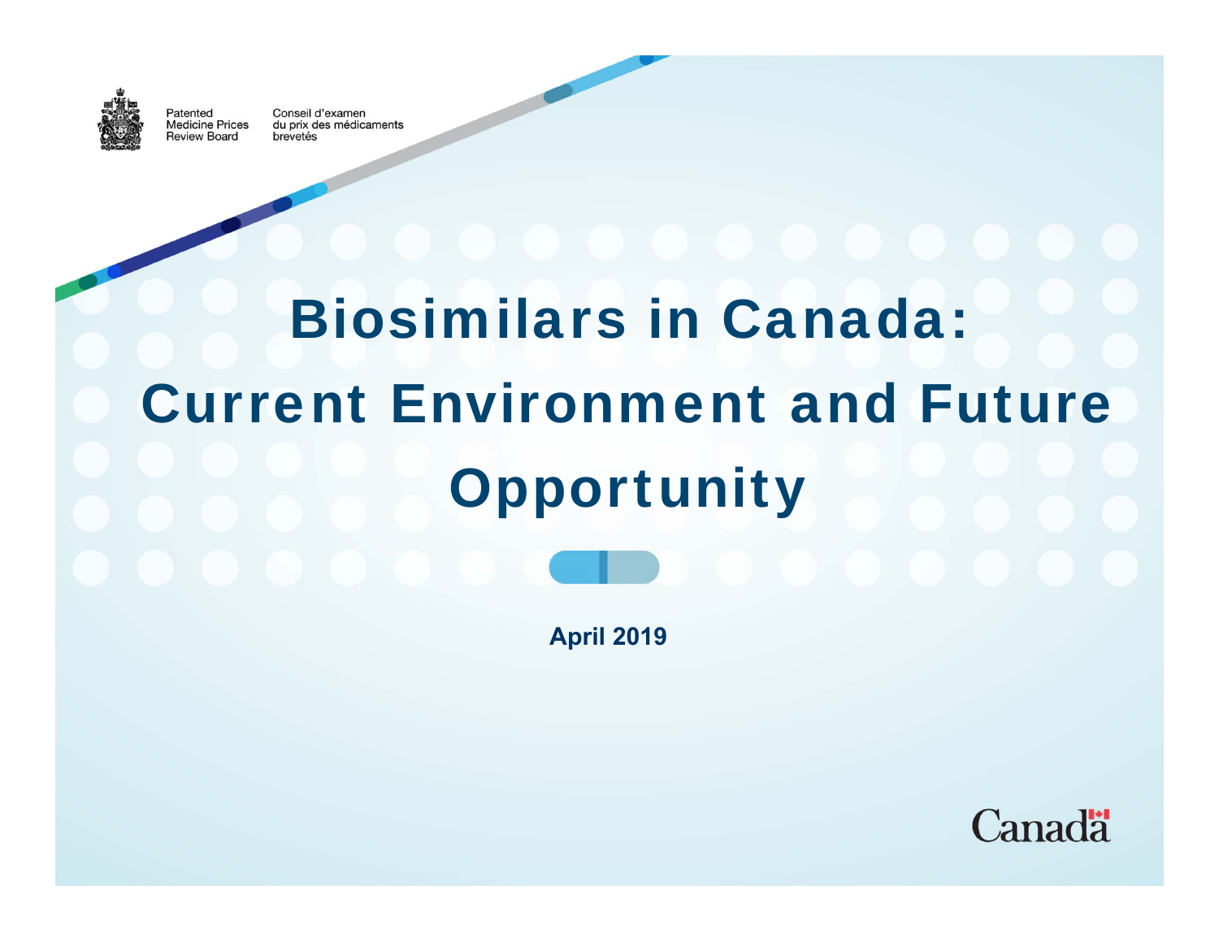Patented Medicine Prices Review Board

Conseil d'examen du prix des médicaments brevetés

# Biosimilars in Canada: Current Environment and Future Opportunity

**April 2019**

Canada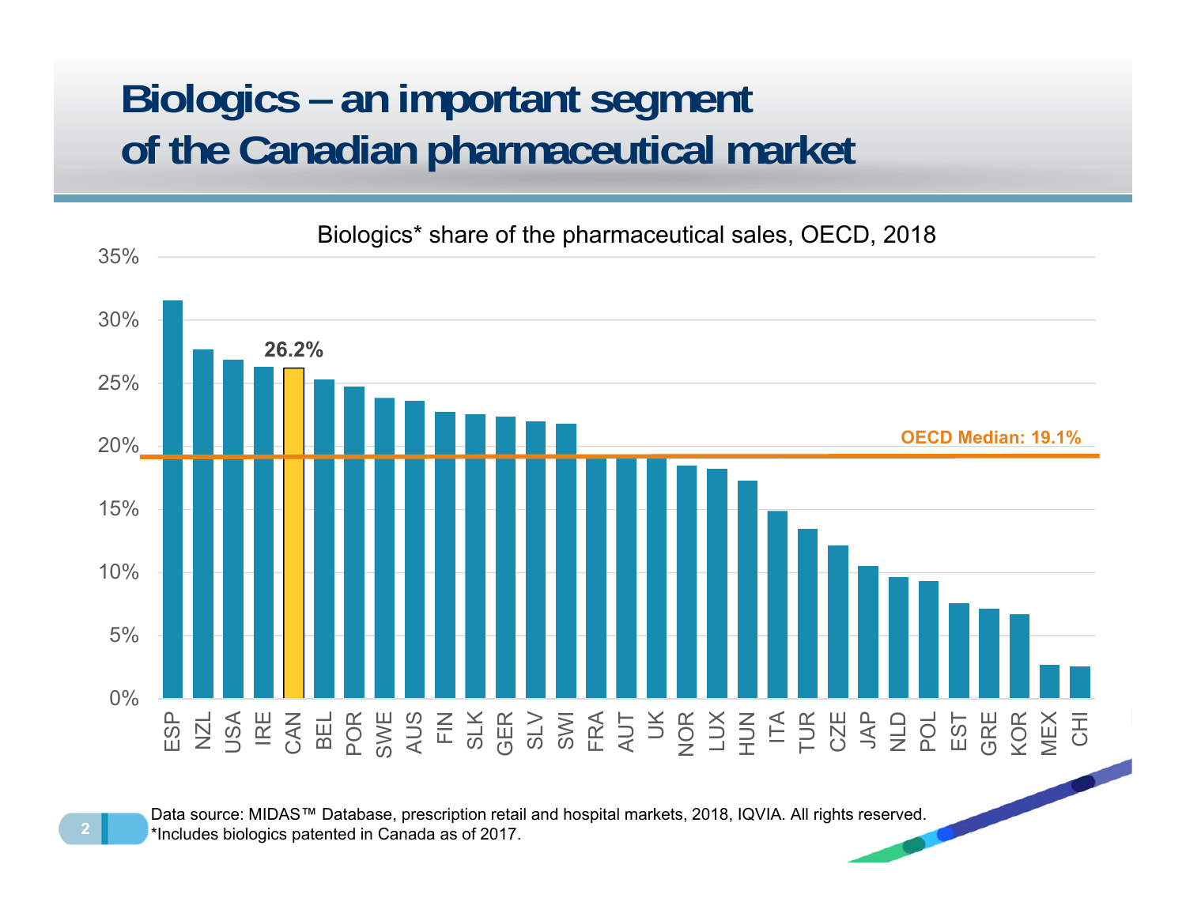# Biologics – an important segment of the Canadian pharmaceutical market

Biologics* share of the pharmaceutical sales, OECD, 2018

26.2%

OECD Median: 19.1%

ESP, NZL, USA, IRE, CAN, BEL, POR, SWE, AUS, FIN, SLK, GER, SLV, SWI, FRA, AUT, UK, NOR, LUX, HUN, ITA, TUR, CZE, JAP, NLD, POL, EST, GRE, KOR, MEX, CHI

Data source: MIDAS™ Database, prescription retail and hospital markets, 2018, IQVIA. All rights reserved.
*Includes biologics patented in Canada as of 2017.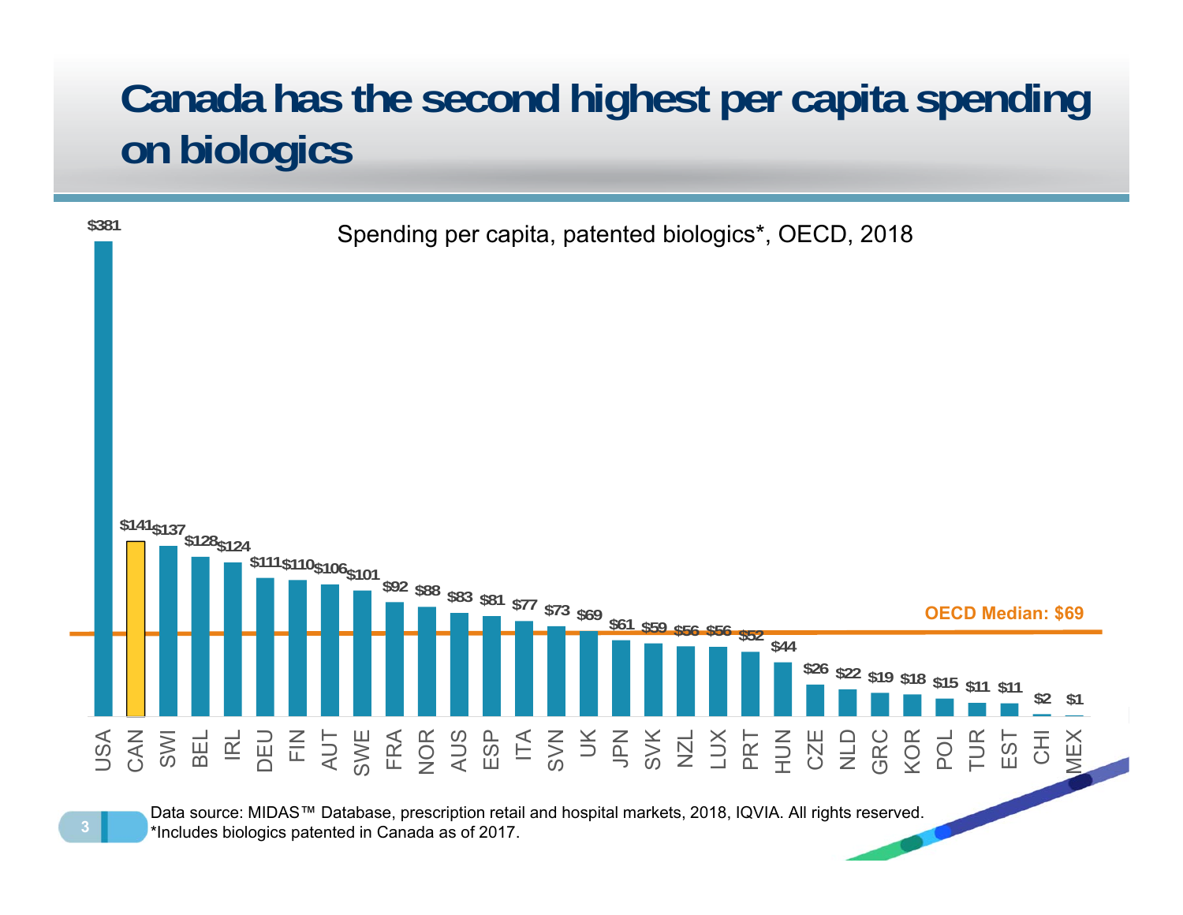# Canada has the second highest per capita spending on biologics

Spending per capita, patented biologics*, OECD, 2018

| Country | Spending per capita |
|---|---|
| USA | $381 |
| CAN | $141 |
| SWI | $137 |
| BEL | $128 |
| IRL | $124 |
| DEU | $111 |
| FIN | $110 |
| AUT | $106 |
| SWE | $101 |
| FRA | $92 |
| NOR | $88 |
| AUS | $83 |
| ESP | $81 |
| ITA | $77 |
| SVN | $73 |
| UK | $69 |
| JPN | $61 |
| SVK | $59 |
| NZL | $56 |
| LUX | $56 |
| PRT | $52 |
| HUN | $44 |
| CZE | $26 |
| NLD | $22 |
| GRC | $19 |
| KOR | $18 |
| POL | $15 |
| TUR | $11 |
| EST | $11 |
| CHI | $2 |
| MEX | $1 |

OECD Median: $69

Data source: MIDAS™ Database, prescription retail and hospital markets, 2018, IQVIA. All rights reserved.
*Includes biologics patented in Canada as of 2017.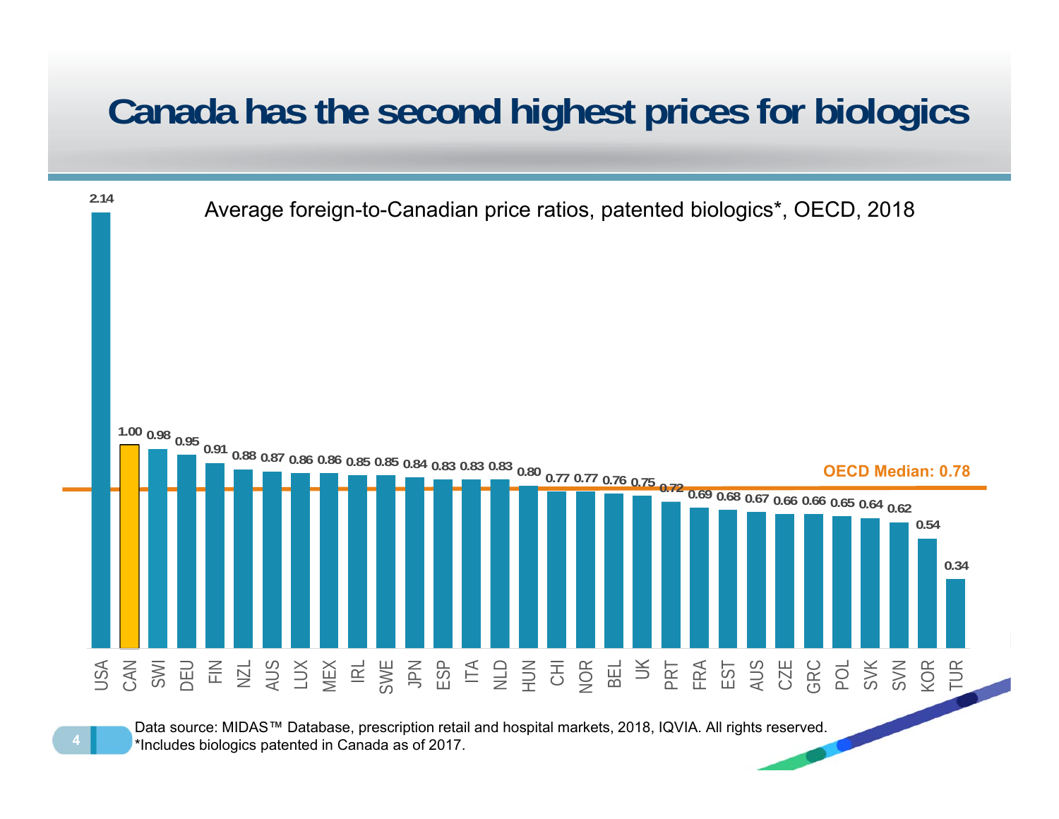# Canada has the second highest prices for biologics

Average foreign-to-Canadian price ratios, patented biologics*, OECD, 2018

| Country | Ratio |
|---|---|
| USA | 2.14 |
| CAN | 1.00 |
| SWI | 0.98 |
| DEU | 0.95 |
| FIN | 0.91 |
| NZL | 0.88 |
| AUS | 0.87 |
| LUX | 0.86 |
| MEX | 0.86 |
| IRL | 0.85 |
| SWE | 0.85 |
| JPN | 0.84 |
| ESP | 0.83 |
| ITA | 0.83 |
| NLD | 0.83 |
| HUN | 0.80 |
| CHI | 0.77 |
| NOR | 0.77 |
| BEL | 0.76 |
| UK | 0.75 |
| PRT | 0.72 |
| FRA | 0.69 |
| EST | 0.68 |
| AUS | 0.67 |
| CZE | 0.66 |
| GRC | 0.66 |
| POL | 0.65 |
| SVK | 0.64 |
| SVN | 0.62 |
| KOR | 0.54 |
| TUR | 0.34 |

OECD Median: 0.78

Data source: MIDAS™ Database, prescription retail and hospital markets, 2018, IQVIA. All rights reserved.
*Includes biologics patented in Canada as of 2017.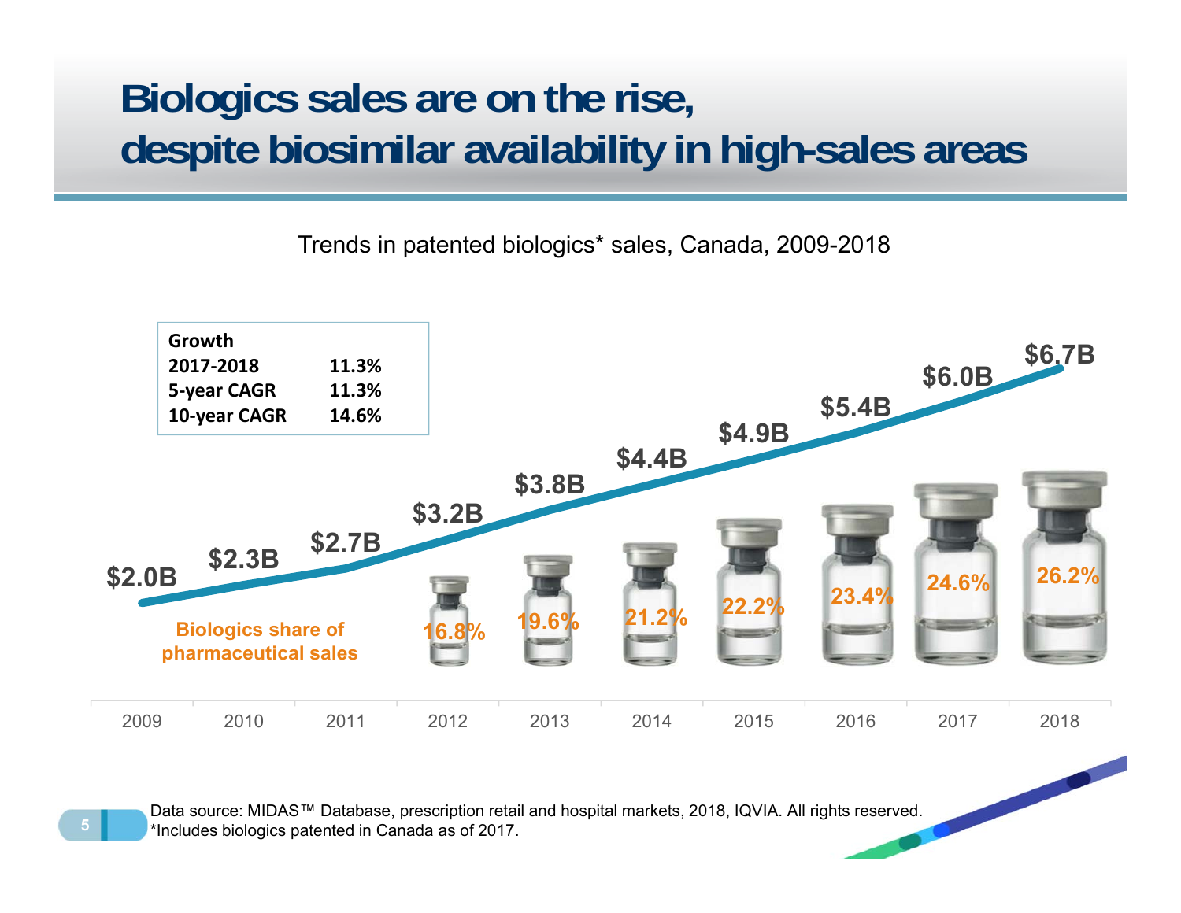# Biologics sales are on the rise, despite biosimilar availability in high-sales areas

Trends in patented biologics* sales, Canada, 2009-2018

| Growth | |
|---|---|
| 2017-2018 | 11.3% |
| 5-year CAGR | 11.3% |
| 10-year CAGR | 14.6% |

| Year | Sales | Biologics share of pharmaceutical sales |
|---|---|---|
| 2009 | $2.0B | |
| 2010 | $2.3B | |
| 2011 | $2.7B | |
| 2012 | $3.2B | 16.8% |
| 2013 | $3.8B | 19.6% |
| 2014 | $4.4B | 21.2% |
| 2015 | $4.9B | 22.2% |
| 2016 | $5.4B | 23.4% |
| 2017 | $6.0B | 24.6% |
| 2018 | $6.7B | 26.2% |

Data source: MIDAS™ Database, prescription retail and hospital markets, 2018, IQVIA. All rights reserved.
*Includes biologics patented in Canada as of 2017.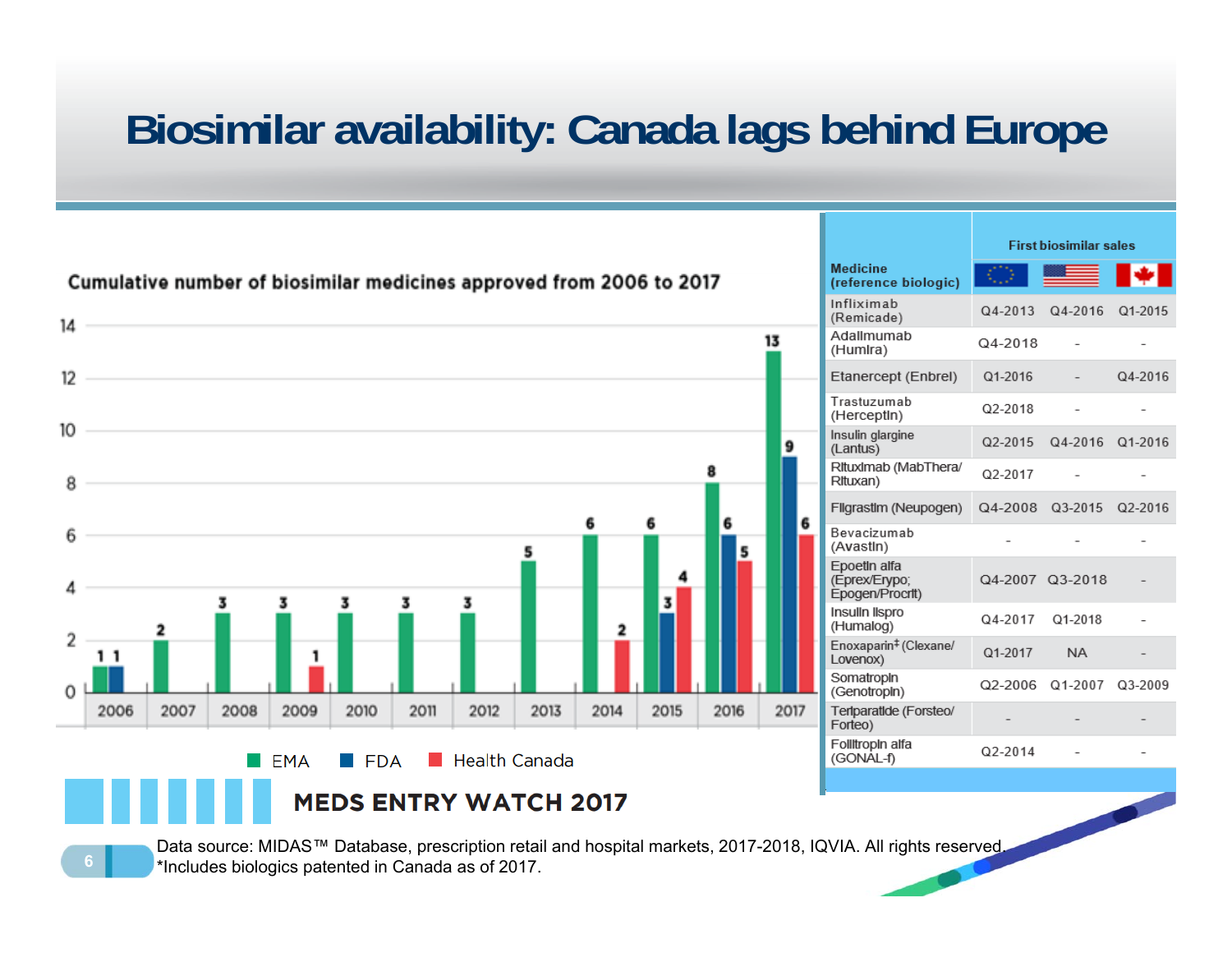# Biosimilar availability: Canada lags behind Europe

**Cumulative number of biosimilar medicines approved from 2006 to 2017**

| Year | EMA | FDA | Health Canada |
|---|---|---|---|
| 2006 | 1 | 1 | |
| 2007 | 2 | | |
| 2008 | 3 | | |
| 2009 | 3 | | 1 |
| 2010 | 3 | | |
| 2011 | 3 | | |
| 2012 | 3 | | |
| 2013 | 5 | | |
| 2014 | 6 | | 2 |
| 2015 | 6 | 3 | 4 |
| 2016 | 8 | 6 | 5 |
| 2017 | 13 | 9 | 6 |

| Medicine (reference biologic) | First biosimilar sales | | |
|---|---|---|---|
| | EU | US | Canada |
| Infliximab (Remicade) | Q4-2013 | Q4-2016 | Q1-2015 |
| Adalimumab (Humira) | Q4-2018 | - | - |
| Etanercept (Enbrel) | Q1-2016 | - | Q4-2016 |
| Trastuzumab (Herceptin) | Q2-2018 | - | - |
| Insulin glargine (Lantus) | Q2-2015 | Q4-2016 | Q1-2016 |
| Rituximab (MabThera/ Rituxan) | Q2-2017 | - | - |
| Filgrastim (Neupogen) | Q4-2008 | Q3-2015 | Q2-2016 |
| Bevacizumab (Avastin) | - | - | - |
| Epoetin alfa (Eprex/Erypo; Epogen/Procrit) | Q4-2007 | Q3-2018 | - |
| Insulin lispro (Humalog) | Q4-2017 | Q1-2018 | - |
| Enoxaparin‡ (Clexane/ Lovenox) | Q1-2017 | NA | - |
| Somatropin (Genotropin) | Q2-2006 | Q1-2007 | Q3-2009 |
| Teriparatide (Forsteo/ Forteo) | - | - | - |
| Follitropin alfa (GONAL-f) | Q2-2014 | - | - |

MEDS ENTRY WATCH 2017

Data source: MIDAS™ Database, prescription retail and hospital markets, 2017-2018, IQVIA. All rights reserved.
*Includes biologics patented in Canada as of 2017.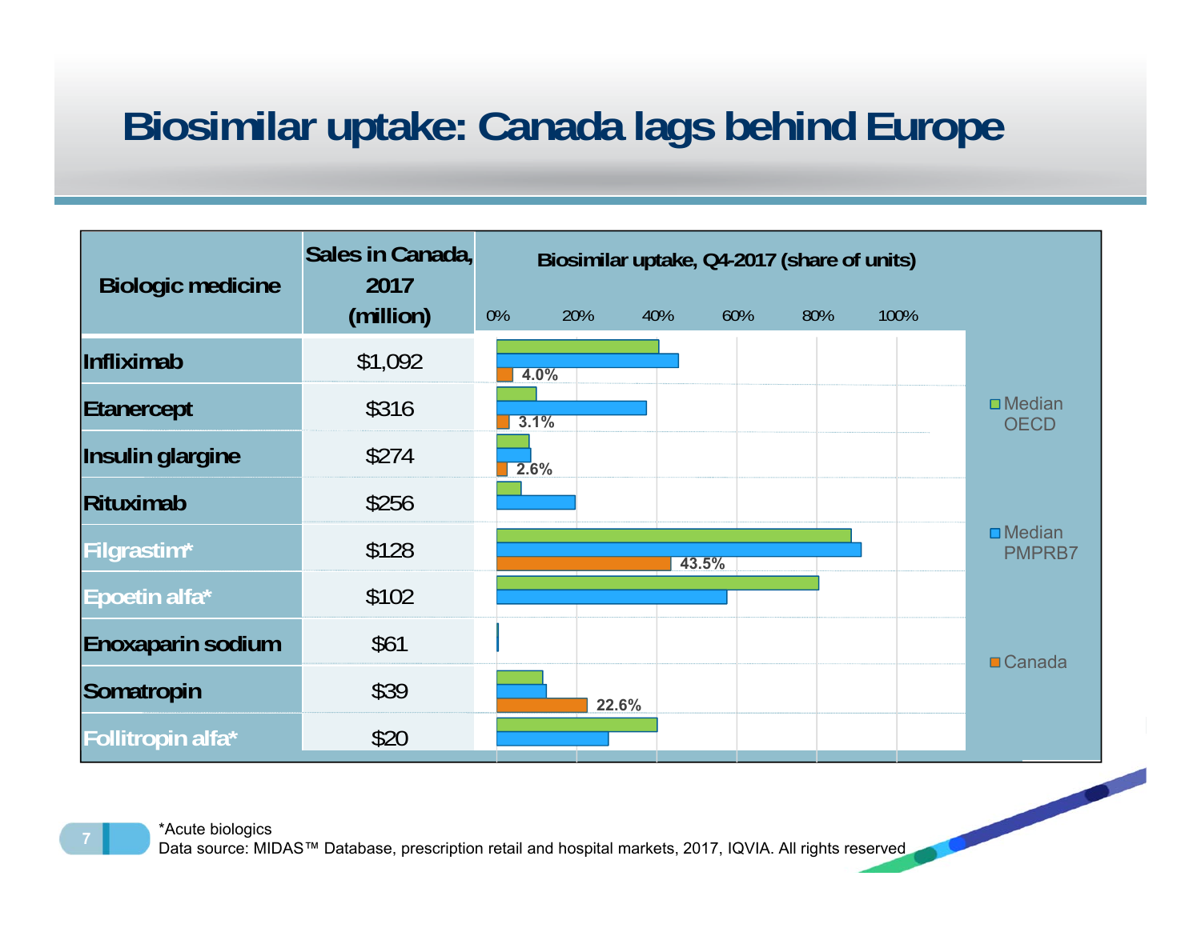# Biosimilar uptake: Canada lags behind Europe

| Biologic medicine | Sales in Canada, 2017 (million) | Biosimilar uptake, Q4-2017 (share of units) – Canada |
|---|---|---|
| Infliximab | $1,092 | 4.0% |
| Etanercept | $316 | 3.1% |
| Insulin glargine | $274 | 2.6% |
| Rituximab | $256 | |
| Filgrastim* | $128 | 43.5% |
| Epoetin alfa* | $102 | |
| Enoxaparin sodium | $61 | |
| Somatropin | $39 | 22.6% |
| Follitropin alfa* | $20 | |

Legend: Median OECD; Median PMPRB7; Canada

*Acute biologics

Data source: MIDAS™ Database, prescription retail and hospital markets, 2017, IQVIA. All rights reserved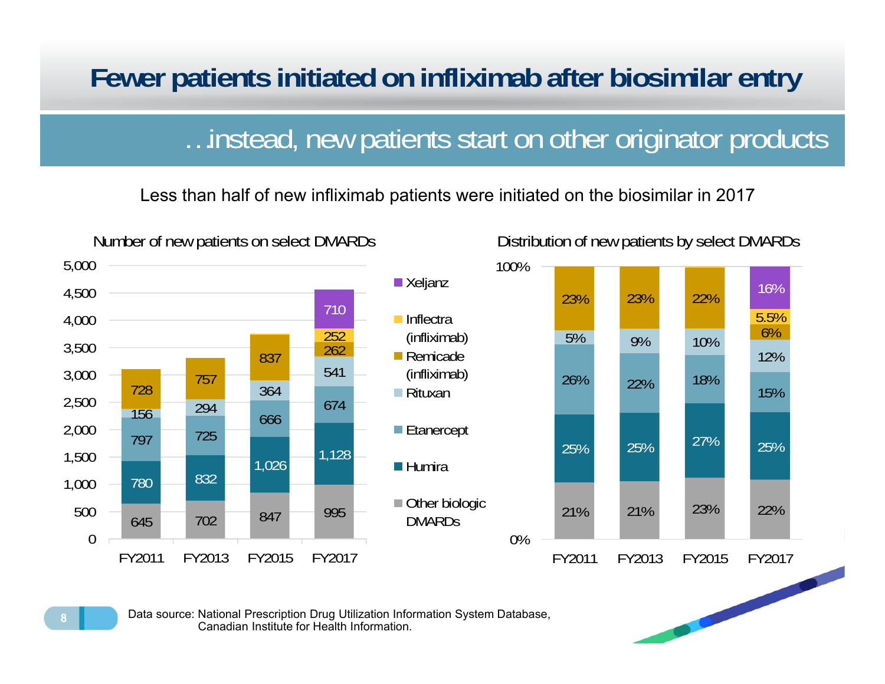# Fewer patients initiated on infliximab after biosimilar entry

## …instead, new patients start on other originator products

Less than half of new infliximab patients were initiated on the biosimilar in 2017

**Number of new patients on select DMARDs**

| | FY2011 | FY2013 | FY2015 | FY2017 |
|---|---|---|---|---|
| Xeljanz | | | | 710 |
| Inflectra (infliximab) | | | | 252 |
| Remicade (infliximab) | 728 | 757 | 837 | 262 |
| Rituxan | 156 | 294 | 364 | 541 |
| Etanercept | 797 | 725 | 666 | 674 |
| Humira | 780 | 832 | 1,026 | 1,128 |
| Other biologic DMARDs | 645 | 702 | 847 | 995 |

**Distribution of new patients by select DMARDs**

| | FY2011 | FY2013 | FY2015 | FY2017 |
|---|---|---|---|---|
| Xeljanz | | | | 16% |
| Inflectra (infliximab) | | | | 5.5% |
| Remicade (infliximab) | 23% | 23% | 22% | 6% |
| Rituxan | 5% | 9% | 10% | 12% |
| Etanercept | 26% | 22% | 18% | 15% |
| Humira | 25% | 25% | 27% | 25% |
| Other biologic DMARDs | 21% | 21% | 23% | 22% |

Data source: National Prescription Drug Utilization Information System Database, Canadian Institute for Health Information.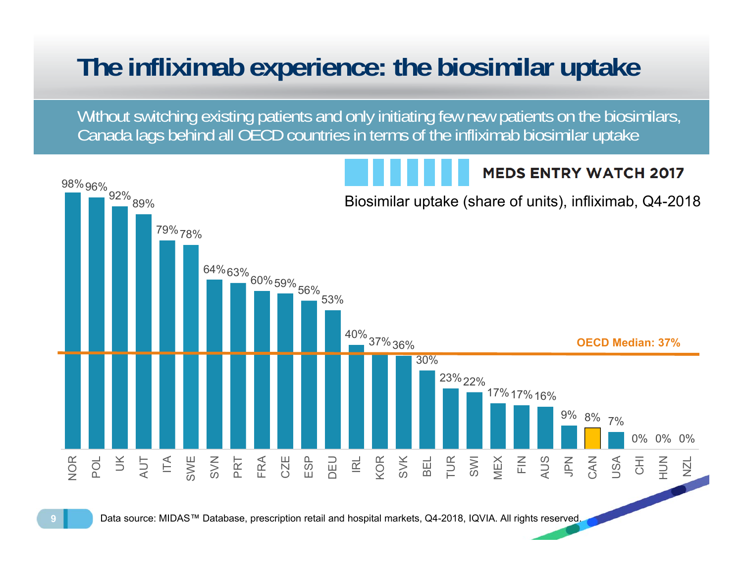# The infliximab experience: the biosimilar uptake

Without switching existing patients and only initiating few new patients on the biosimilars, Canada lags behind all OECD countries in terms of the infliximab biosimilar uptake

**MEDS ENTRY WATCH 2017**

Biosimilar uptake (share of units), infliximab, Q4-2018

| Country | Uptake |
|---|---|
| NOR | 98% |
| POL | 96% |
| UK | 92% |
| AUT | 89% |
| ITA | 79% |
| SWE | 78% |
| SVN | 64% |
| PRT | 63% |
| FRA | 60% |
| CZE | 59% |
| ESP | 56% |
| DEU | 53% |
| IRL | 40% |
| KOR | 37% |
| SVK | 36% |
| BEL | 30% |
| TUR | 23% |
| SWI | 22% |
| MEX | 17% |
| FIN | 17% |
| AUS | 16% |
| JPN | 9% |
| CAN | 8% |
| USA | 7% |
| CHI | 0% |
| HUN | 0% |
| NZL | 0% |

OECD Median: 37%

Data source: MIDAS™ Database, prescription retail and hospital markets, Q4-2018, IQVIA. All rights reserved.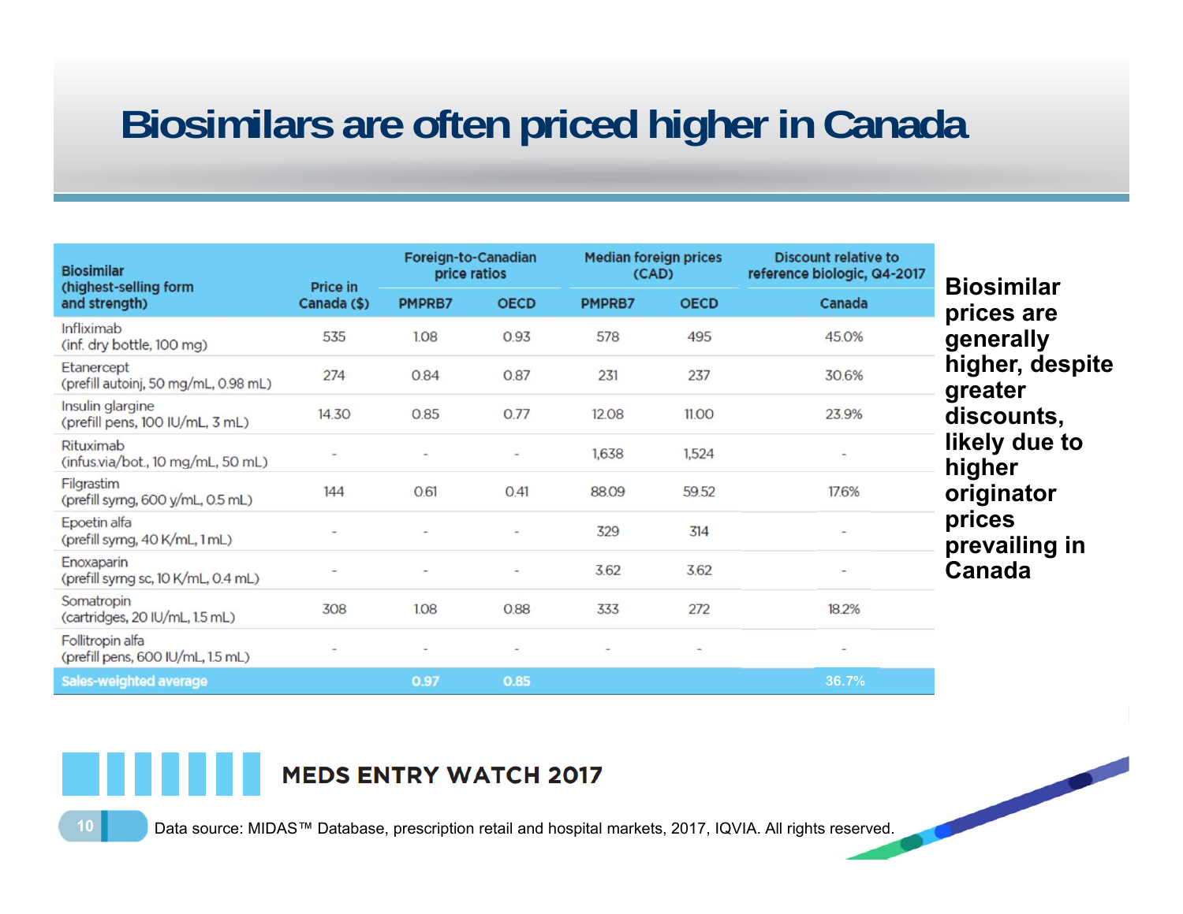# Biosimilars are often priced higher in Canada

| Biosimilar (highest-selling form and strength) | Price in Canada ($) | Foreign-to-Canadian price ratios | | Median foreign prices (CAD) | | Discount relative to reference biologic, Q4-2017 |
|---|---|---|---|---|---|---|
| | | PMPRB7 | OECD | PMPRB7 | OECD | Canada |
| Infliximab (inf. dry bottle, 100 mg) | 535 | 1.08 | 0.93 | 578 | 495 | 45.0% |
| Etanercept (prefill autoinj, 50 mg/mL, 0.98 mL) | 274 | 0.84 | 0.87 | 231 | 237 | 30.6% |
| Insulin glargine (prefill pens, 100 IU/mL, 3 mL) | 14.30 | 0.85 | 0.77 | 12.08 | 11.00 | 23.9% |
| Rituximab (infus.via/bot., 10 mg/mL, 50 mL) | - | - | - | 1,638 | 1,524 | - |
| Filgrastim (prefill syrng, 600 γ/mL, 0.5 mL) | 144 | 0.61 | 0.41 | 88.09 | 59.52 | 17.6% |
| Epoetin alfa (prefill syrng, 40 K/mL, 1 mL) | - | - | - | 329 | 314 | - |
| Enoxaparin (prefill syrng sc, 10 K/mL, 0.4 mL) | - | - | - | 3.62 | 3.62 | - |
| Somatropin (cartridges, 20 IU/mL, 1.5 mL) | 308 | 1.08 | 0.88 | 333 | 272 | 18.2% |
| Follitropin alfa (prefill pens, 600 IU/mL, 1.5 mL) | - | - | - | - | - | - |
| **Sales-weighted average** | | **0.97** | **0.85** | | | **36.7%** |

**Biosimilar prices are generally higher, despite greater discounts, likely due to higher originator prices prevailing in Canada**

MEDS ENTRY WATCH 2017

Data source: MIDAS™ Database, prescription retail and hospital markets, 2017, IQVIA. All rights reserved.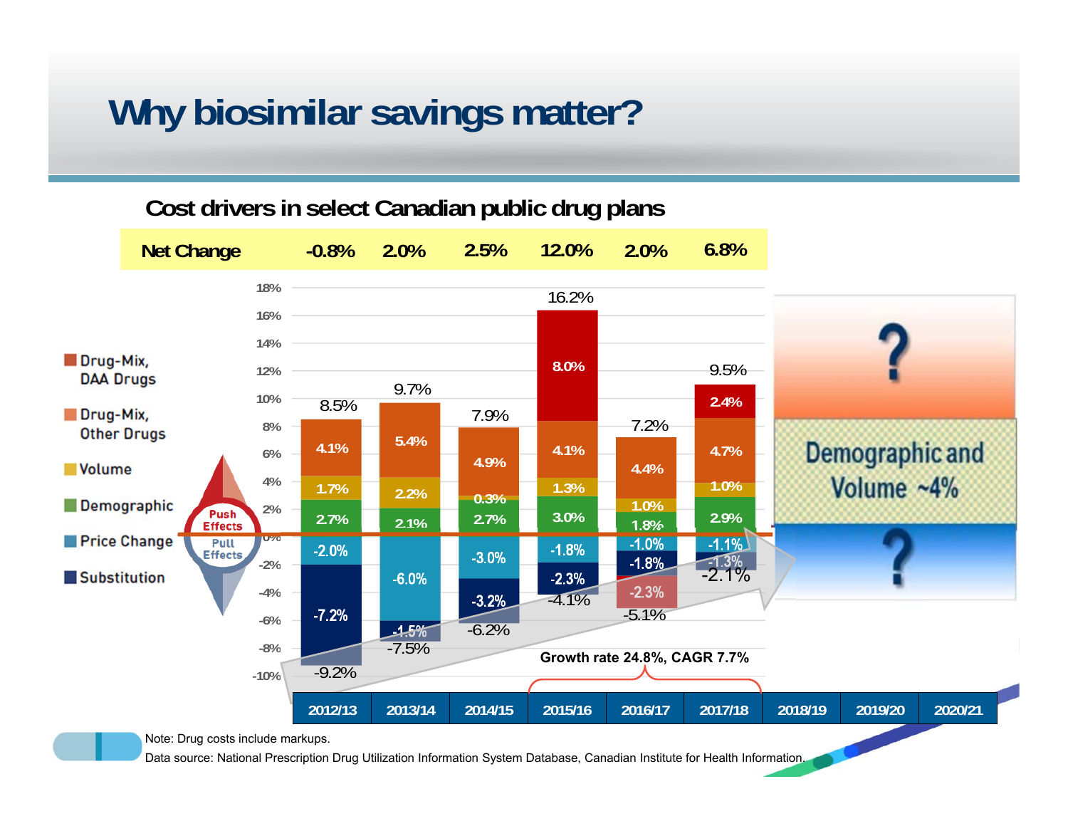# Why biosimilar savings matter?

## Cost drivers in select Canadian public drug plans

| Net Change | -0.8% | 2.0% | 2.5% | 12.0% | 2.0% | 6.8% |
|---|---|---|---|---|---|---|

| | 2012/13 | 2013/14 | 2014/15 | 2015/16 | 2016/17 | 2017/18 |
|---|---|---|---|---|---|---|
| Total push | 8.5% | 9.7% | 7.9% | 16.2% | 7.2% | 9.5% |
| Drug-Mix, DAA Drugs | | | | 8.0% | | 2.4% |
| Drug-Mix, Other Drugs | 4.1% | 5.4% | 4.9% | 4.1% | 4.4% | 4.7% |
| Volume | 1.7% | 2.2% | 0.3% | 1.3% | 1.0% | 1.0% |
| Demographic | 2.7% | 2.1% | 2.7% | 3.0% | 1.8% | 2.9% |
| Price Change | -2.0% | -6.0% | -3.0% | -1.8% | -1.0% | -1.1% |
| Substitution | -7.2% | -1.5% | -3.2% | -2.3% | -1.8% | -1.3% |
| Other | | | | | -2.3% | |
| Total pull | -9.2% | -7.5% | -6.2% | -4.1% | -5.1% | -2.1% |

Push Effects / Pull Effects

Growth rate 24.8%, CAGR 7.7% (2015/16 – 2017/18)

2018/19, 2019/20, 2020/21: Demographic and Volume ~4%; ? (push); ? (pull)

Note: Drug costs include markups.

Data source: National Prescription Drug Utilization Information System Database, Canadian Institute for Health Information.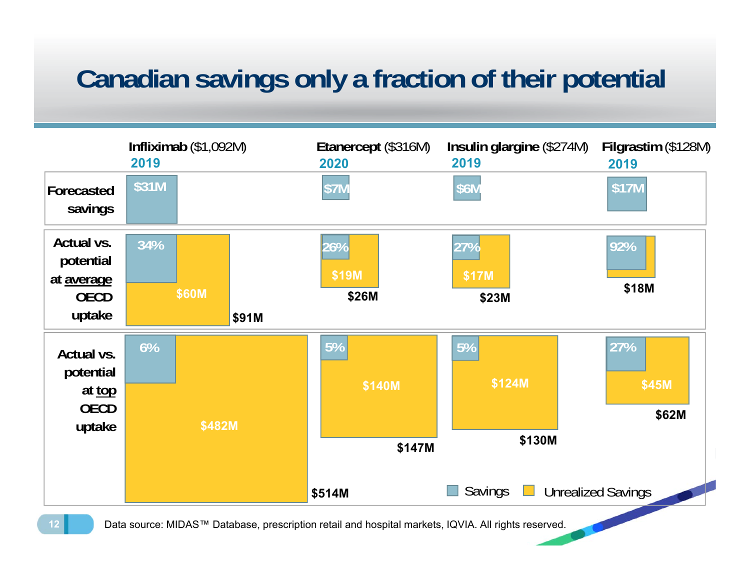# Canadian savings only a fraction of their potential

| | Infliximab ($1,092M) 2019 | Etanercept ($316M) 2020 | Insulin glargine ($274M) 2019 | Filgrastim ($128M) 2019 |
|---|---|---|---|---|
| Forecasted savings | $31M | $7M | $6M | $17M |
| Actual vs. potential at average OECD uptake — Savings (%) | 34% | 26% | 27% | 92% |
| Actual vs. potential at average OECD uptake — Unrealized Savings | $60M | $19M | $17M | |
| Actual vs. potential at average OECD uptake — Total | $91M | $26M | $23M | $18M |
| Actual vs. potential at top OECD uptake — Savings (%) | 6% | 5% | 5% | 27% |
| Actual vs. potential at top OECD uptake — Unrealized Savings | $482M | $140M | $124M | $45M |
| Actual vs. potential at top OECD uptake — Total | $514M | $147M | $130M | $62M |

Savings | Unrealized Savings

Data source: MIDAS™ Database, prescription retail and hospital markets, IQVIA. All rights reserved.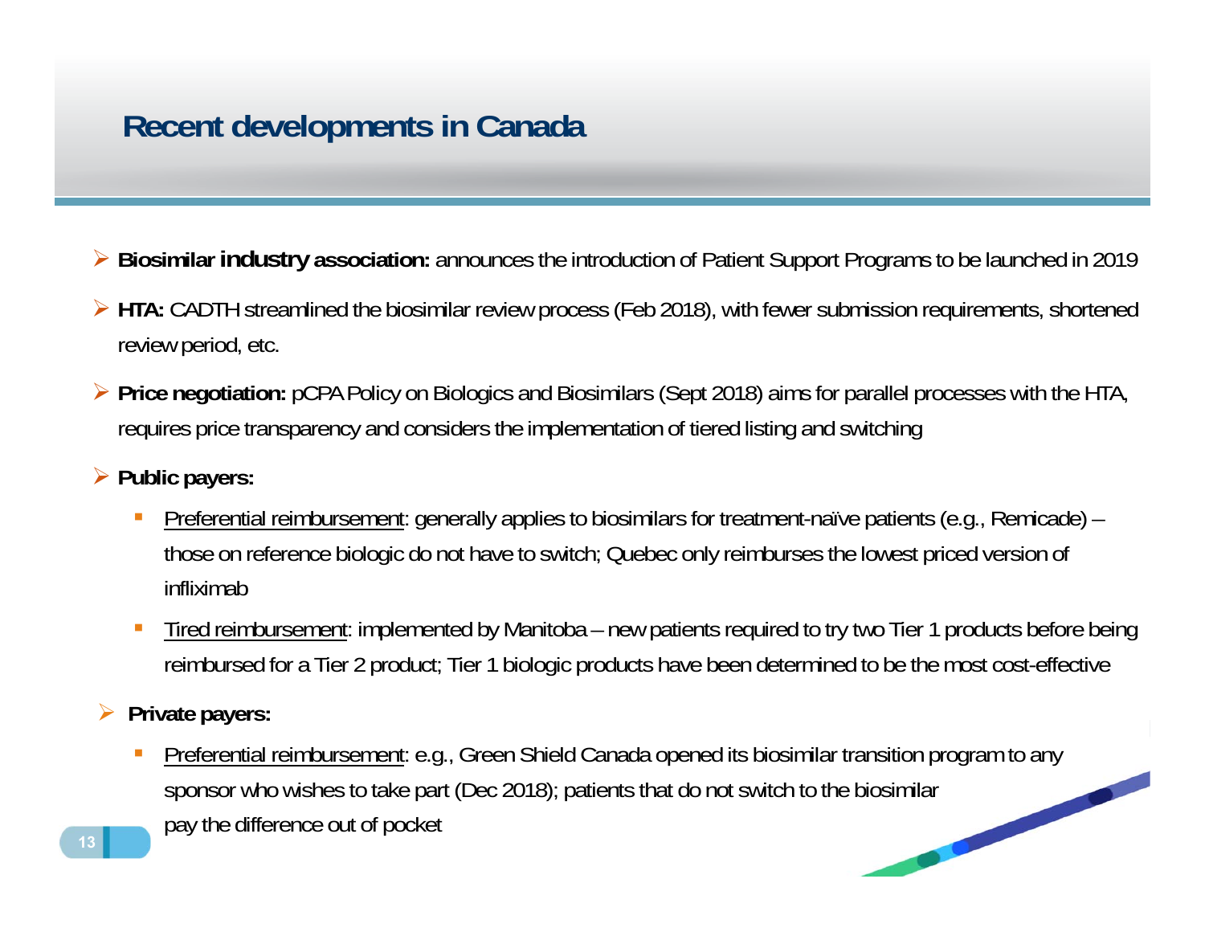# Recent developments in Canada

- **Biosimilar industry association:** announces the introduction of Patient Support Programs to be launched in 2019
- **HTA:** CADTH streamlined the biosimilar review process (Feb 2018), with fewer submission requirements, shortened review period, etc.
- **Price negotiation:** pCPA Policy on Biologics and Biosimilars (Sept 2018) aims for parallel processes with the HTA, requires price transparency and considers the implementation of tiered listing and switching
- **Public payers:**
  - Preferential reimbursement: generally applies to biosimilars for treatment-naïve patients (e.g., Remicade) – those on reference biologic do not have to switch; Quebec only reimburses the lowest priced version of infliximab
  - Tired reimbursement: implemented by Manitoba – new patients required to try two Tier 1 products before being reimbursed for a Tier 2 product; Tier 1 biologic products have been determined to be the most cost-effective
- **Private payers:**
  - Preferential reimbursement: e.g., Green Shield Canada opened its biosimilar transition program to any sponsor who wishes to take part (Dec 2018); patients that do not switch to the biosimilar pay the difference out of pocket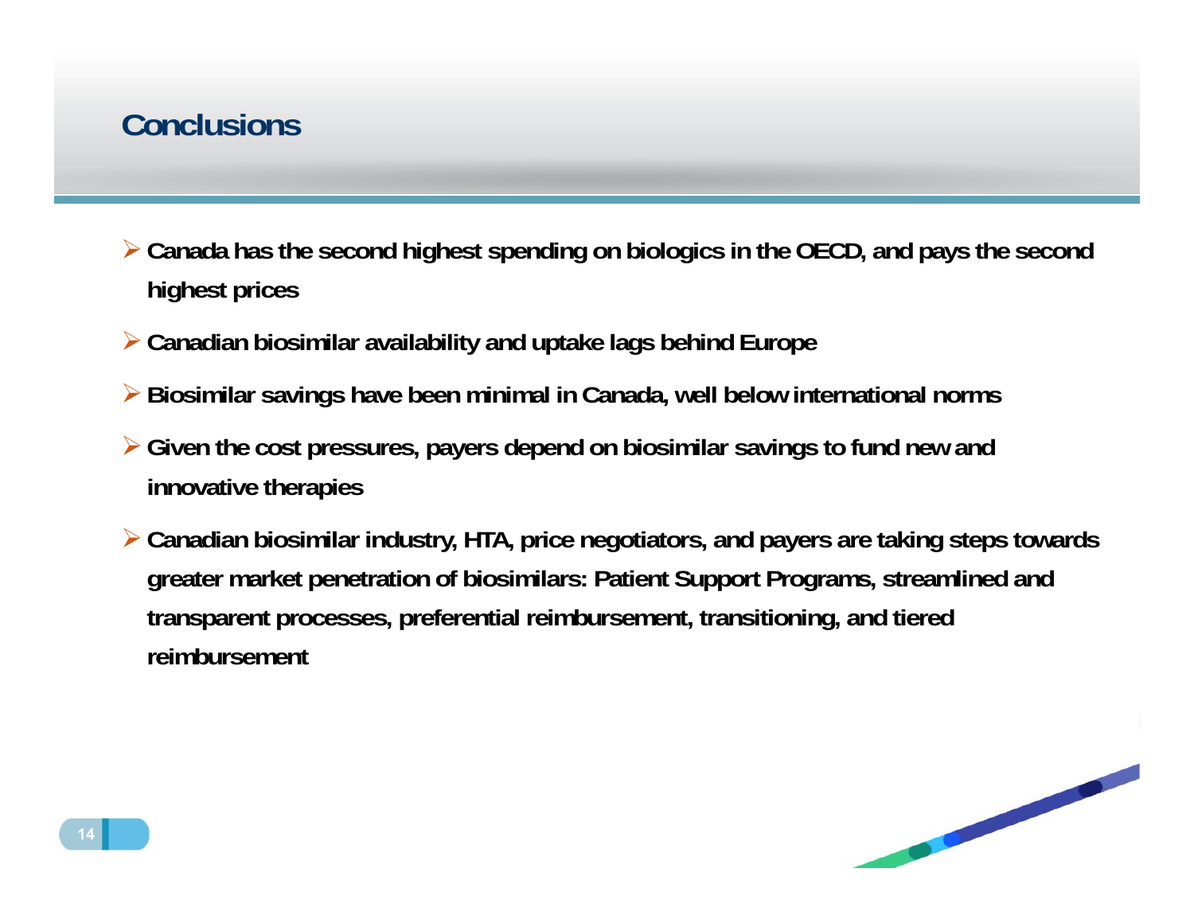# Conclusions

- **Canada has the second highest spending on biologics in the OECD, and pays the second highest prices**
- **Canadian biosimilar availability and uptake lags behind Europe**
- **Biosimilar savings have been minimal in Canada, well below international norms**
- **Given the cost pressures, payers depend on biosimilar savings to fund new and innovative therapies**
- **Canadian biosimilar industry, HTA, price negotiators, and payers are taking steps towards greater market penetration of biosimilars: Patient Support Programs, streamlined and transparent processes, preferential reimbursement, transitioning, and tiered reimbursement**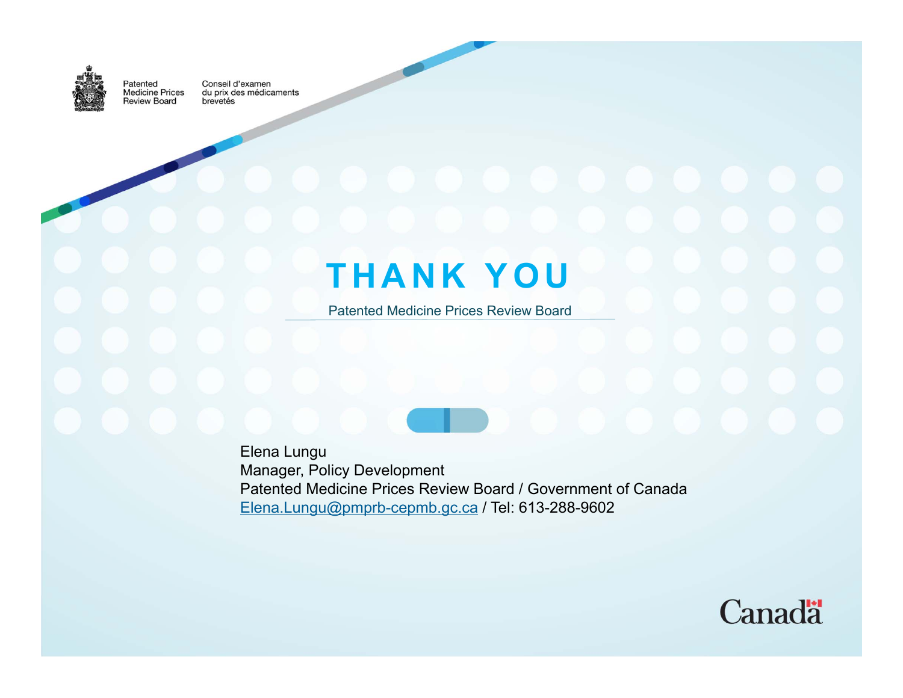Patented Medicine Prices Review Board

Conseil d'examen du prix des médicaments brevetés

# THANK YOU

Patented Medicine Prices Review Board

Elena Lungu
Manager, Policy Development
Patented Medicine Prices Review Board / Government of Canada
Elena.Lungu@pmprb-cepmb.gc.ca / Tel: 613-288-9602

Canada